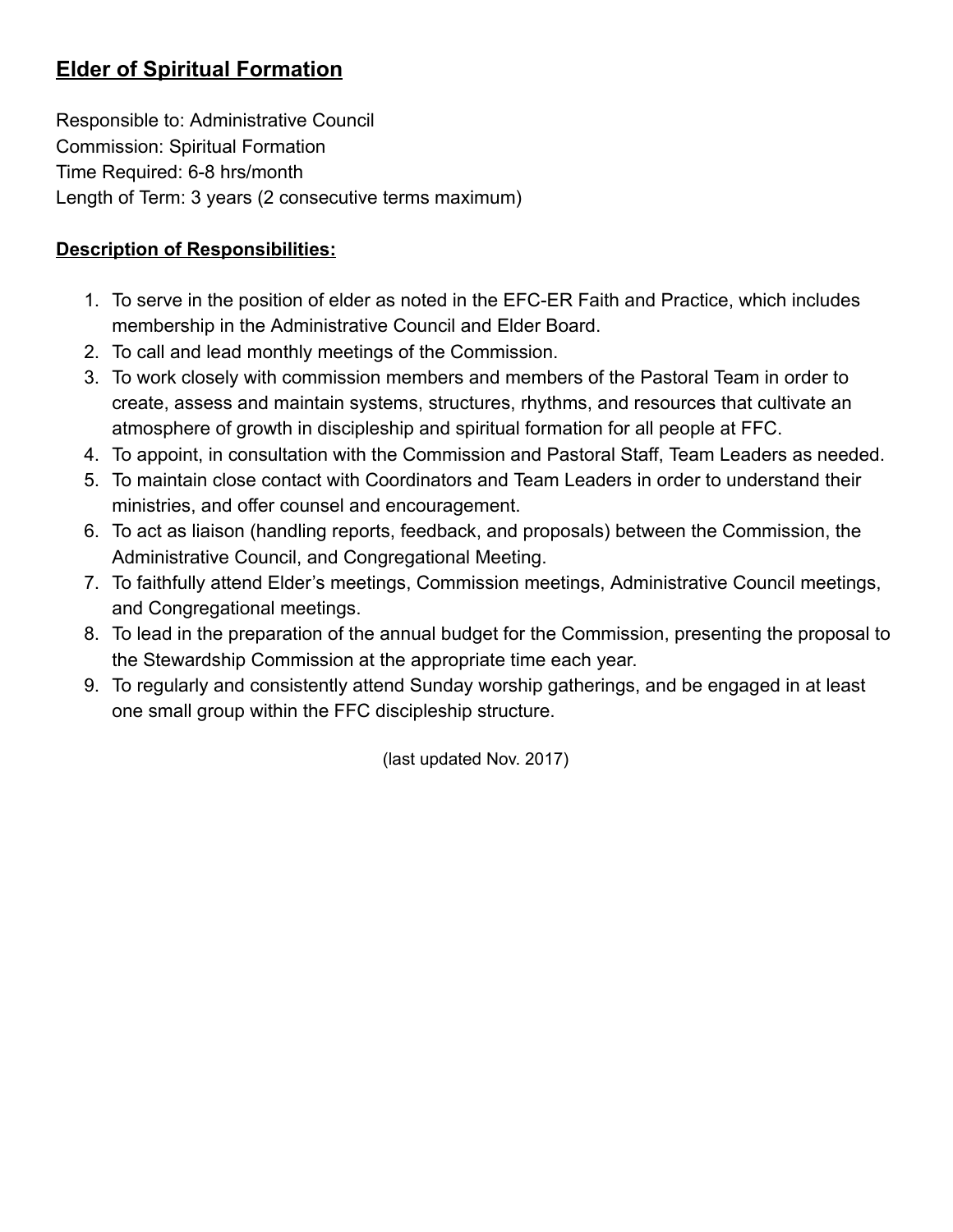# Elder of Spiritual Formation

Responsible to: Administrative Council
Commission: Spiritual Formation
Time Required: 6-8 hrs/month
Length of Term: 3 years (2 consecutive terms maximum)

## Description of Responsibilities:

1. To serve in the position of elder as noted in the EFC-ER Faith and Practice, which includes membership in the Administrative Council and Elder Board.
2. To call and lead monthly meetings of the Commission.
3. To work closely with commission members and members of the Pastoral Team in order to create, assess and maintain systems, structures, rhythms, and resources that cultivate an atmosphere of growth in discipleship and spiritual formation for all people at FFC.
4. To appoint, in consultation with the Commission and Pastoral Staff, Team Leaders as needed.
5. To maintain close contact with Coordinators and Team Leaders in order to understand their ministries, and offer counsel and encouragement.
6. To act as liaison (handling reports, feedback, and proposals) between the Commission, the Administrative Council, and Congregational Meeting.
7. To faithfully attend Elder's meetings, Commission meetings, Administrative Council meetings, and Congregational meetings.
8. To lead in the preparation of the annual budget for the Commission, presenting the proposal to the Stewardship Commission at the appropriate time each year.
9. To regularly and consistently attend Sunday worship gatherings, and be engaged in at least one small group within the FFC discipleship structure.

(last updated Nov. 2017)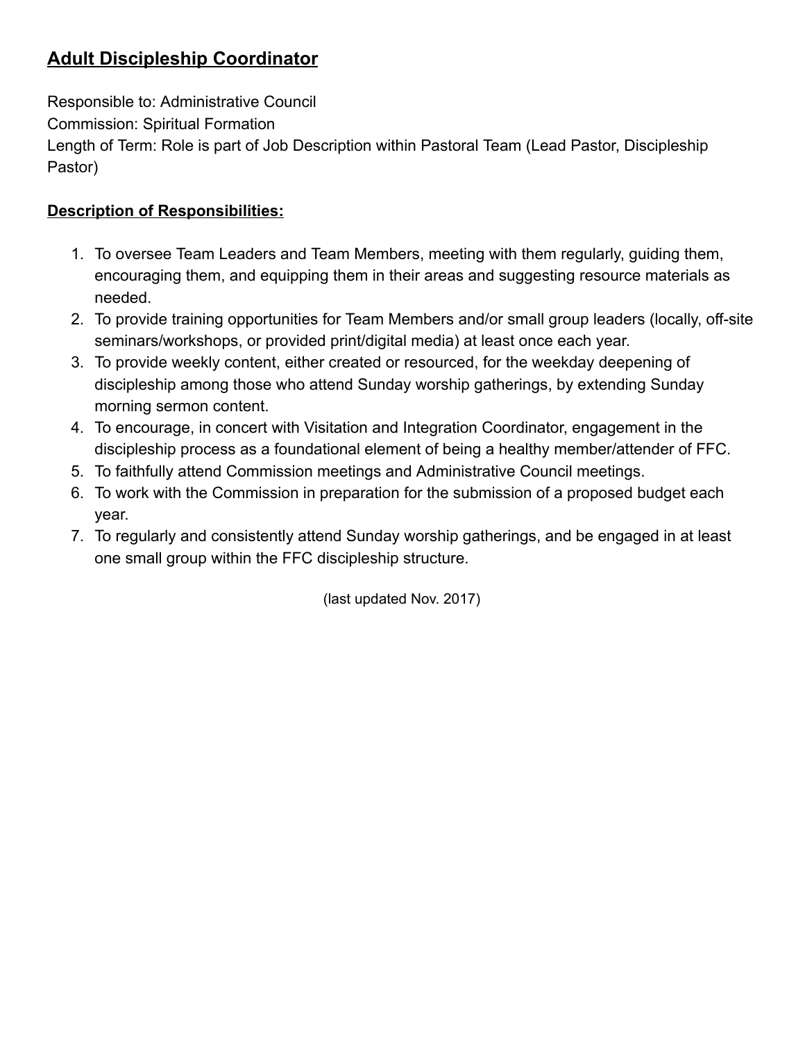## **Adult Discipleship Coordinator**

Responsible to: Administrative Council
Commission: Spiritual Formation
Length of Term: Role is part of Job Description within Pastoral Team (Lead Pastor, Discipleship Pastor)

### **Description of Responsibilities:**

1. To oversee Team Leaders and Team Members, meeting with them regularly, guiding them, encouraging them, and equipping them in their areas and suggesting resource materials as needed.
2. To provide training opportunities for Team Members and/or small group leaders (locally, off-site seminars/workshops, or provided print/digital media) at least once each year.
3. To provide weekly content, either created or resourced, for the weekday deepening of discipleship among those who attend Sunday worship gatherings, by extending Sunday morning sermon content.
4. To encourage, in concert with Visitation and Integration Coordinator, engagement in the discipleship process as a foundational element of being a healthy member/attender of FFC.
5. To faithfully attend Commission meetings and Administrative Council meetings.
6. To work with the Commission in preparation for the submission of a proposed budget each year.
7. To regularly and consistently attend Sunday worship gatherings, and be engaged in at least one small group within the FFC discipleship structure.

(last updated Nov. 2017)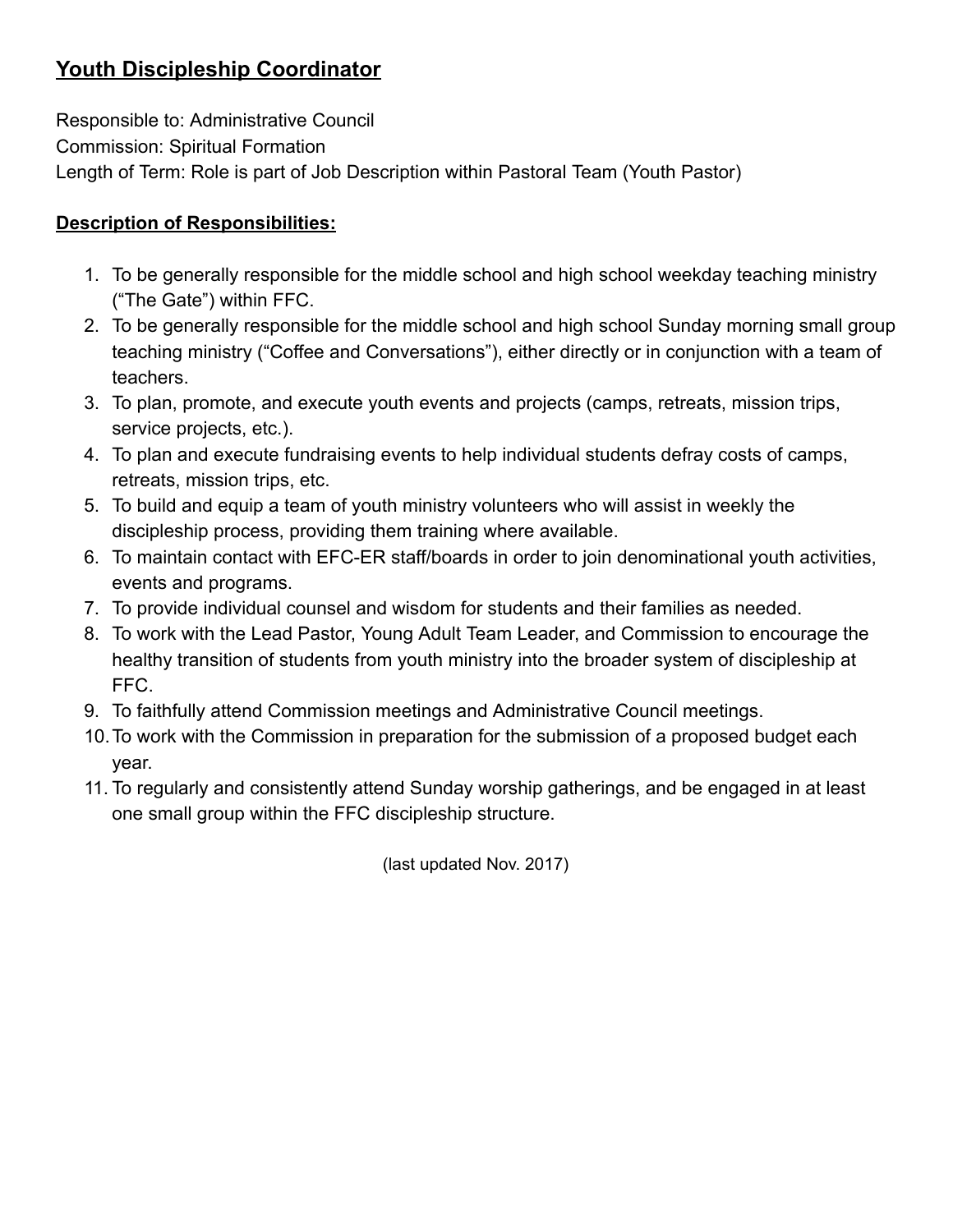## Youth Discipleship Coordinator

Responsible to: Administrative Council
Commission: Spiritual Formation
Length of Term: Role is part of Job Description within Pastoral Team (Youth Pastor)

**Description of Responsibilities:**

1. To be generally responsible for the middle school and high school weekday teaching ministry ("The Gate") within FFC.
2. To be generally responsible for the middle school and high school Sunday morning small group teaching ministry ("Coffee and Conversations"), either directly or in conjunction with a team of teachers.
3. To plan, promote, and execute youth events and projects (camps, retreats, mission trips, service projects, etc.).
4. To plan and execute fundraising events to help individual students defray costs of camps, retreats, mission trips, etc.
5. To build and equip a team of youth ministry volunteers who will assist in weekly the discipleship process, providing them training where available.
6. To maintain contact with EFC-ER staff/boards in order to join denominational youth activities, events and programs.
7. To provide individual counsel and wisdom for students and their families as needed.
8. To work with the Lead Pastor, Young Adult Team Leader, and Commission to encourage the healthy transition of students from youth ministry into the broader system of discipleship at FFC.
9. To faithfully attend Commission meetings and Administrative Council meetings.
10. To work with the Commission in preparation for the submission of a proposed budget each year.
11. To regularly and consistently attend Sunday worship gatherings, and be engaged in at least one small group within the FFC discipleship structure.

(last updated Nov. 2017)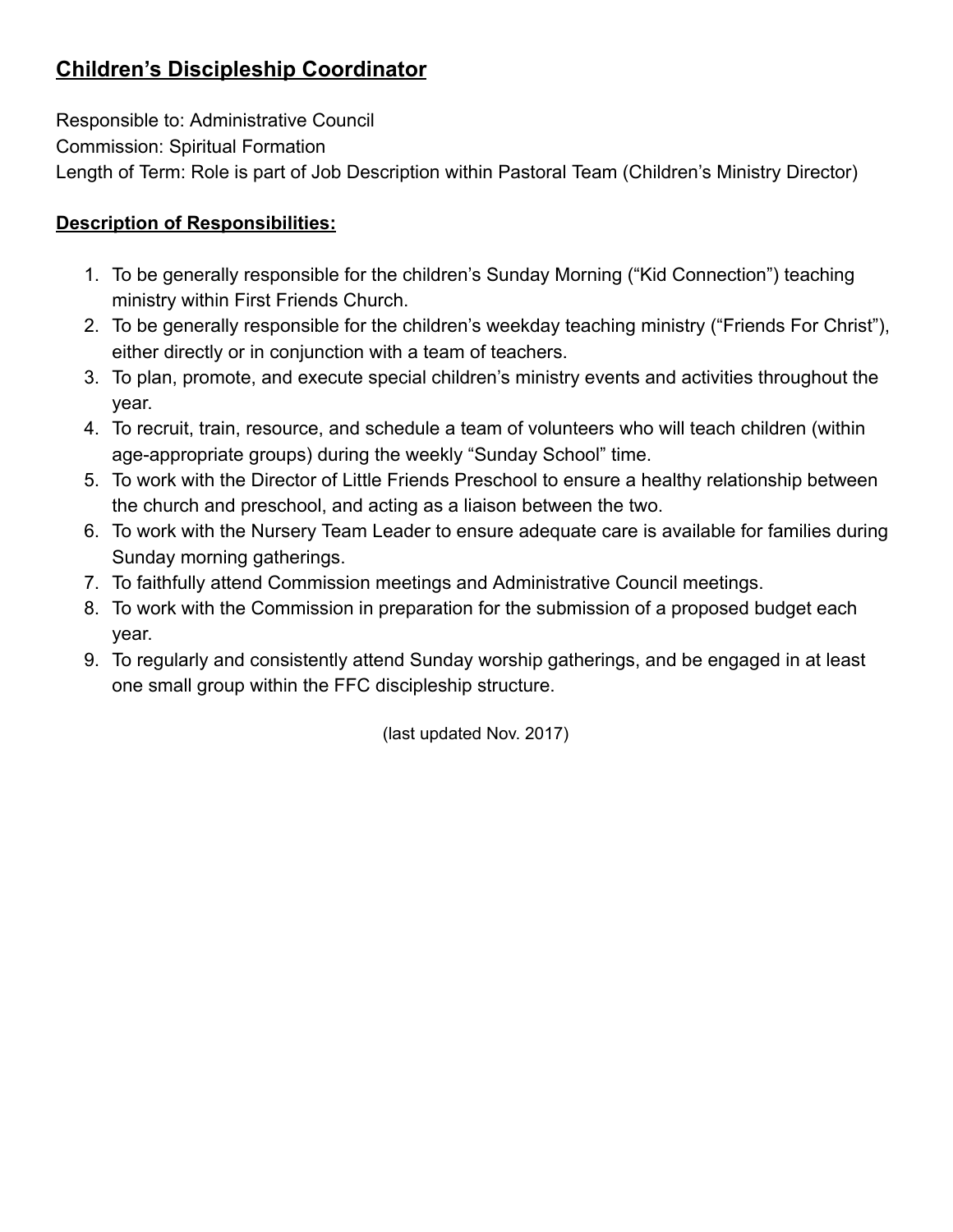## Children's Discipleship Coordinator

Responsible to: Administrative Council
Commission: Spiritual Formation
Length of Term: Role is part of Job Description within Pastoral Team (Children's Ministry Director)

**Description of Responsibilities:**

1. To be generally responsible for the children's Sunday Morning ("Kid Connection") teaching ministry within First Friends Church.
2. To be generally responsible for the children's weekday teaching ministry ("Friends For Christ"), either directly or in conjunction with a team of teachers.
3. To plan, promote, and execute special children's ministry events and activities throughout the year.
4. To recruit, train, resource, and schedule a team of volunteers who will teach children (within age-appropriate groups) during the weekly "Sunday School" time.
5. To work with the Director of Little Friends Preschool to ensure a healthy relationship between the church and preschool, and acting as a liaison between the two.
6. To work with the Nursery Team Leader to ensure adequate care is available for families during Sunday morning gatherings.
7. To faithfully attend Commission meetings and Administrative Council meetings.
8. To work with the Commission in preparation for the submission of a proposed budget each year.
9. To regularly and consistently attend Sunday worship gatherings, and be engaged in at least one small group within the FFC discipleship structure.

(last updated Nov. 2017)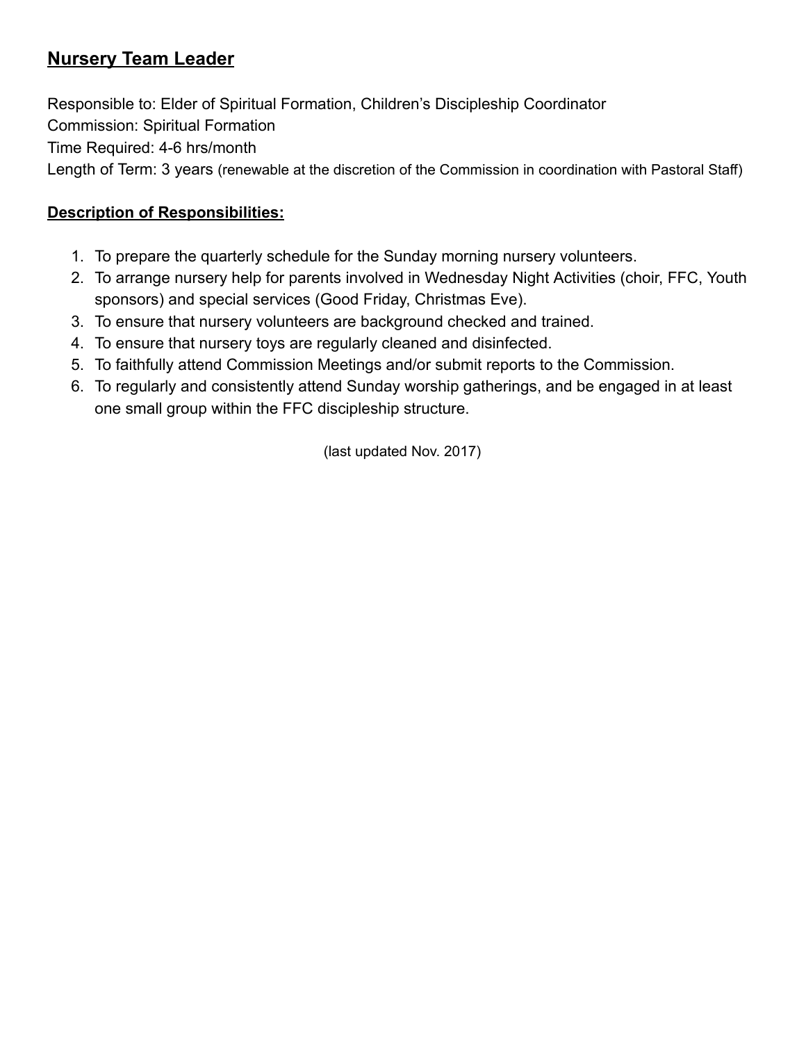## Nursery Team Leader

Responsible to: Elder of Spiritual Formation, Children's Discipleship Coordinator
Commission: Spiritual Formation
Time Required: 4-6 hrs/month
Length of Term: 3 years (renewable at the discretion of the Commission in coordination with Pastoral Staff)

**Description of Responsibilities:**

1. To prepare the quarterly schedule for the Sunday morning nursery volunteers.
2. To arrange nursery help for parents involved in Wednesday Night Activities (choir, FFC, Youth sponsors) and special services (Good Friday, Christmas Eve).
3. To ensure that nursery volunteers are background checked and trained.
4. To ensure that nursery toys are regularly cleaned and disinfected.
5. To faithfully attend Commission Meetings and/or submit reports to the Commission.
6. To regularly and consistently attend Sunday worship gatherings, and be engaged in at least one small group within the FFC discipleship structure.

(last updated Nov. 2017)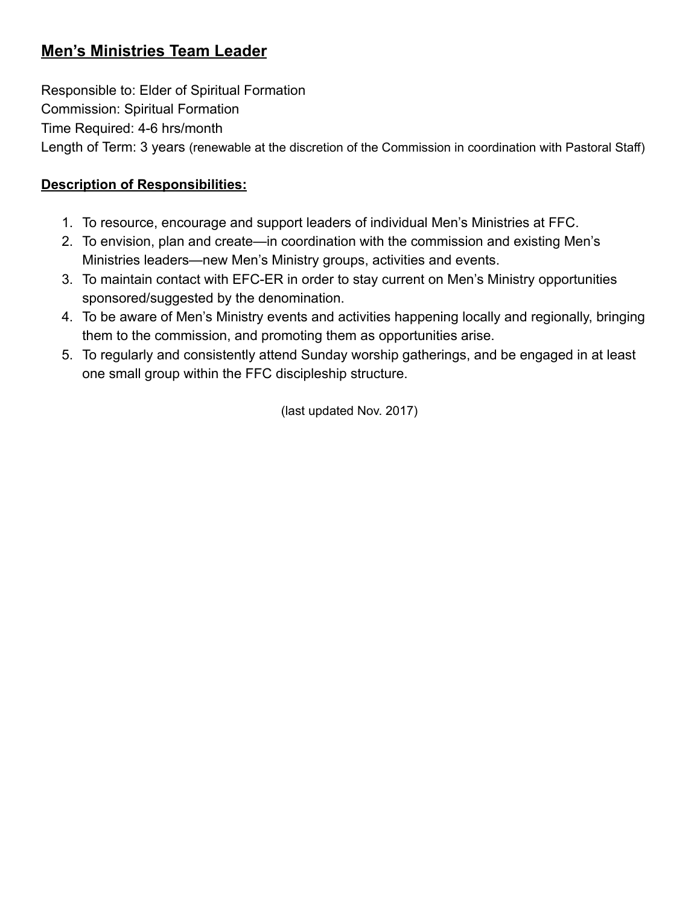## **Men’s Ministries Team Leader**

Responsible to: Elder of Spiritual Formation
Commission: Spiritual Formation
Time Required: 4-6 hrs/month
Length of Term: 3 years (renewable at the discretion of the Commission in coordination with Pastoral Staff)

**Description of Responsibilities:**

1. To resource, encourage and support leaders of individual Men’s Ministries at FFC.
2. To envision, plan and create—in coordination with the commission and existing Men’s Ministries leaders—new Men’s Ministry groups, activities and events.
3. To maintain contact with EFC-ER in order to stay current on Men’s Ministry opportunities sponsored/suggested by the denomination.
4. To be aware of Men’s Ministry events and activities happening locally and regionally, bringing them to the commission, and promoting them as opportunities arise.
5. To regularly and consistently attend Sunday worship gatherings, and be engaged in at least one small group within the FFC discipleship structure.

(last updated Nov. 2017)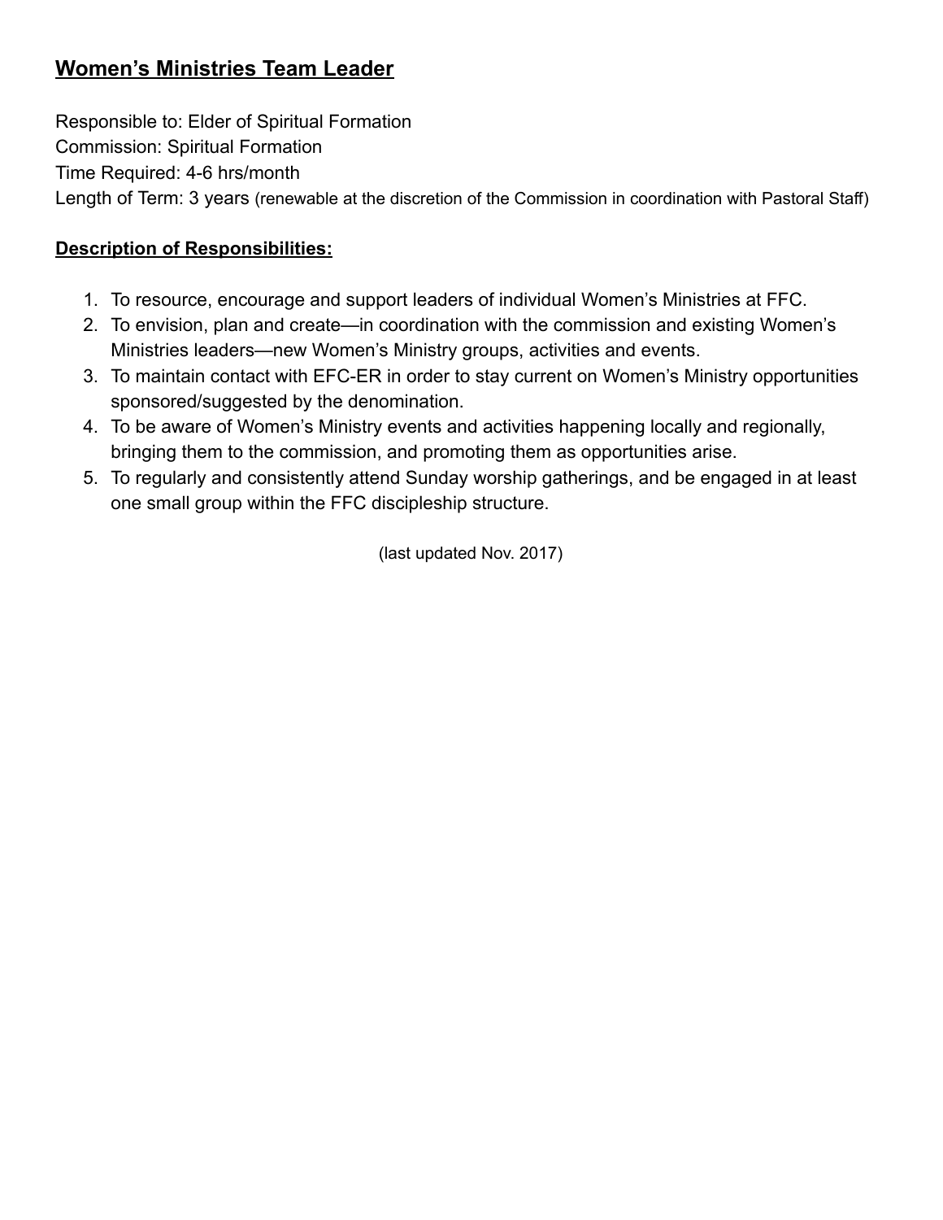## Women's Ministries Team Leader

Responsible to: Elder of Spiritual Formation
Commission: Spiritual Formation
Time Required: 4-6 hrs/month
Length of Term: 3 years (renewable at the discretion of the Commission in coordination with Pastoral Staff)

**Description of Responsibilities:**

1. To resource, encourage and support leaders of individual Women's Ministries at FFC.
2. To envision, plan and create—in coordination with the commission and existing Women's Ministries leaders—new Women's Ministry groups, activities and events.
3. To maintain contact with EFC-ER in order to stay current on Women's Ministry opportunities sponsored/suggested by the denomination.
4. To be aware of Women's Ministry events and activities happening locally and regionally, bringing them to the commission, and promoting them as opportunities arise.
5. To regularly and consistently attend Sunday worship gatherings, and be engaged in at least one small group within the FFC discipleship structure.

(last updated Nov. 2017)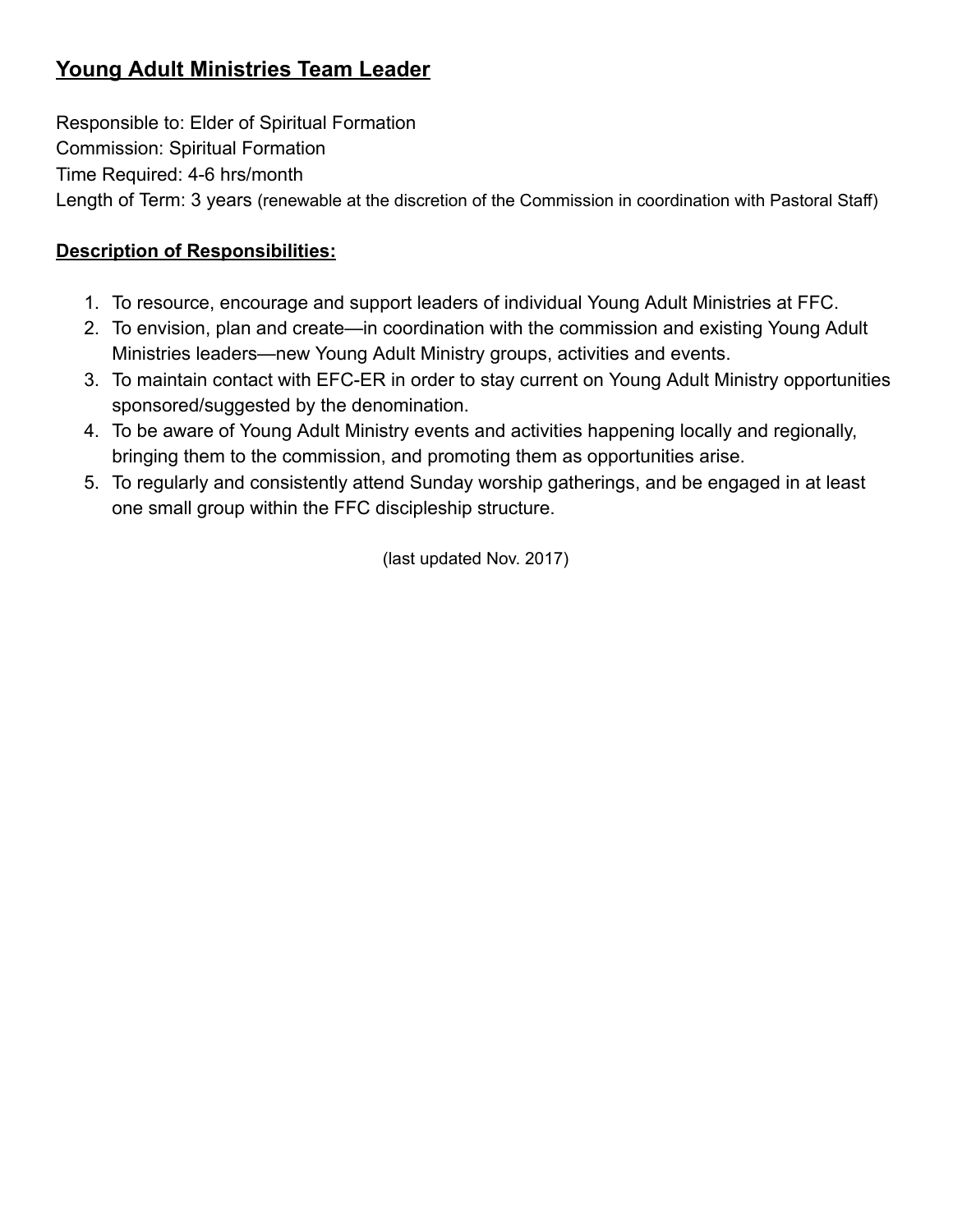## Young Adult Ministries Team Leader

Responsible to: Elder of Spiritual Formation
Commission: Spiritual Formation
Time Required: 4-6 hrs/month
Length of Term: 3 years (renewable at the discretion of the Commission in coordination with Pastoral Staff)

**Description of Responsibilities:**

1. To resource, encourage and support leaders of individual Young Adult Ministries at FFC.
2. To envision, plan and create—in coordination with the commission and existing Young Adult Ministries leaders—new Young Adult Ministry groups, activities and events.
3. To maintain contact with EFC-ER in order to stay current on Young Adult Ministry opportunities sponsored/suggested by the denomination.
4. To be aware of Young Adult Ministry events and activities happening locally and regionally, bringing them to the commission, and promoting them as opportunities arise.
5. To regularly and consistently attend Sunday worship gatherings, and be engaged in at least one small group within the FFC discipleship structure.

(last updated Nov. 2017)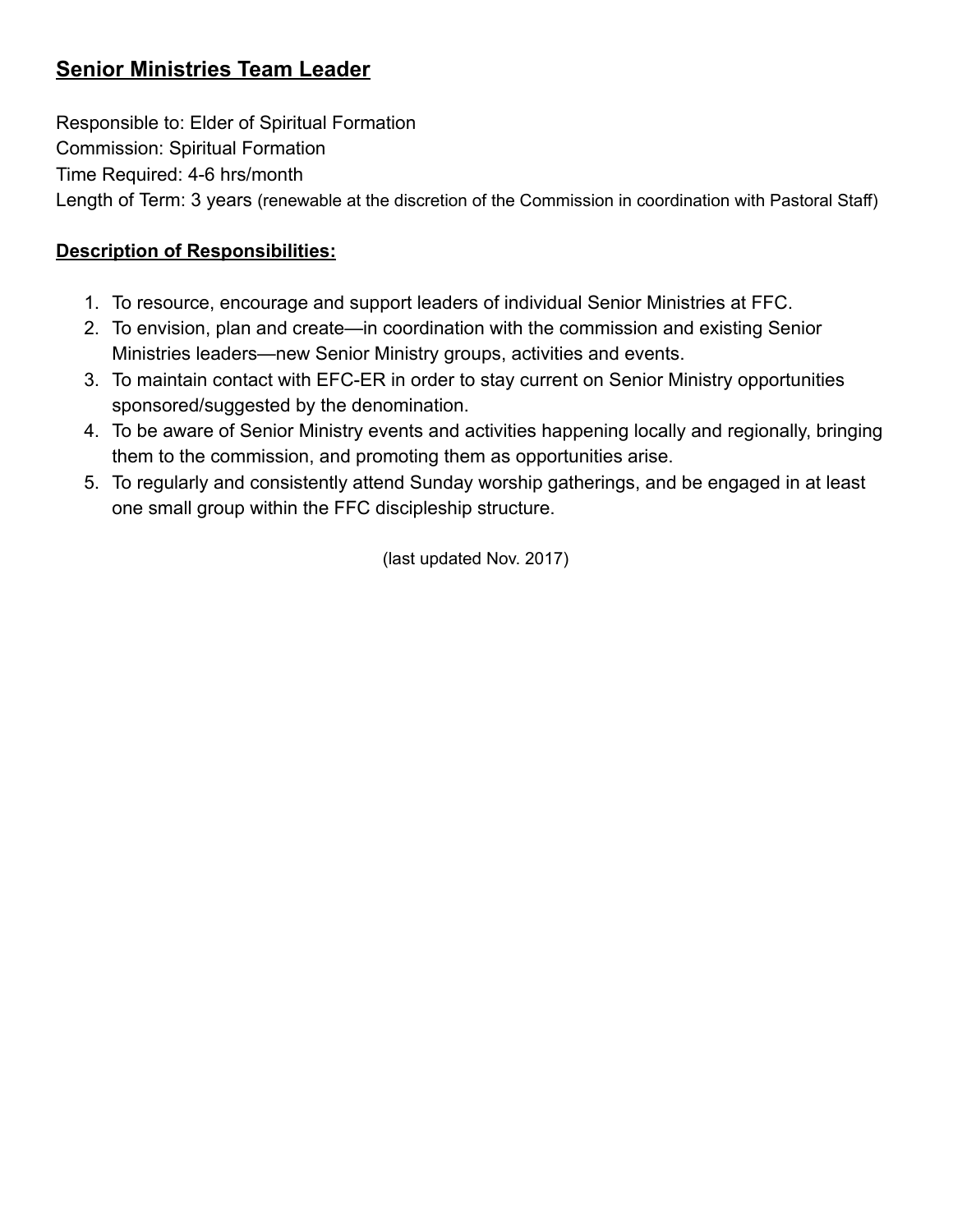## Senior Ministries Team Leader

Responsible to: Elder of Spiritual Formation
Commission: Spiritual Formation
Time Required: 4-6 hrs/month
Length of Term: 3 years (renewable at the discretion of the Commission in coordination with Pastoral Staff)

**Description of Responsibilities:**

1. To resource, encourage and support leaders of individual Senior Ministries at FFC.
2. To envision, plan and create—in coordination with the commission and existing Senior Ministries leaders—new Senior Ministry groups, activities and events.
3. To maintain contact with EFC-ER in order to stay current on Senior Ministry opportunities sponsored/suggested by the denomination.
4. To be aware of Senior Ministry events and activities happening locally and regionally, bringing them to the commission, and promoting them as opportunities arise.
5. To regularly and consistently attend Sunday worship gatherings, and be engaged in at least one small group within the FFC discipleship structure.

(last updated Nov. 2017)